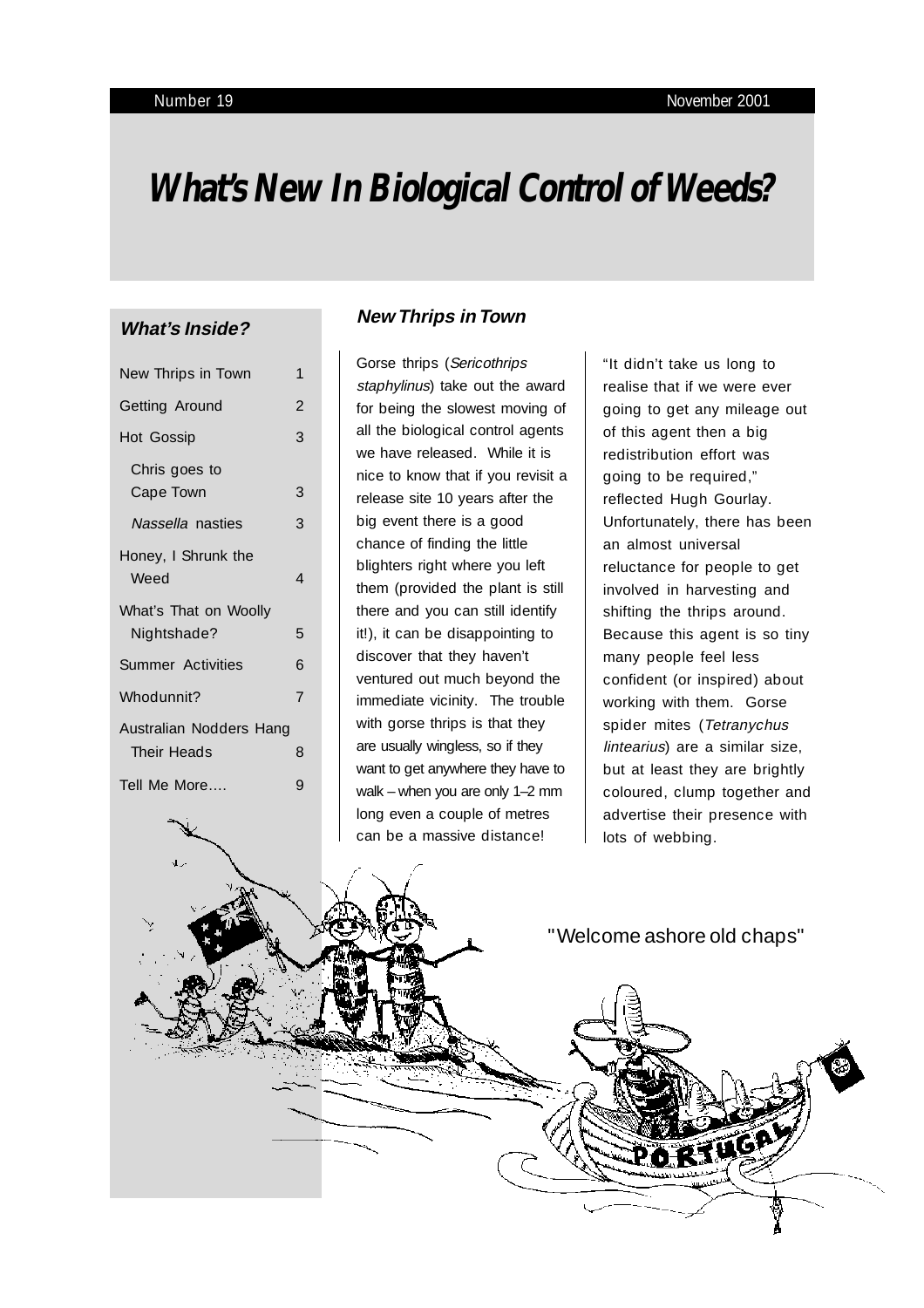Number 19 November 2001

# What's New In Biological Control of Weeds?

### What's Inside?

| | |
|---|---|
| New Thrips in Town | 1 |
| Getting Around | 2 |
| Hot Gossip | 3 |
| Chris goes to Cape Town | 3 |
| *Nassella* nasties | 3 |
| Honey, I Shrunk the Weed | 4 |
| What's That on Woolly Nightshade? | 5 |
| Summer Activities | 6 |
| Whodunnit? | 7 |
| Australian Nodders Hang Their Heads | 8 |
| Tell Me More.... | 9 |

## New Thrips in Town

Gorse thrips (*Sericothrips staphylinus*) take out the award for being the slowest moving of all the biological control agents we have released. While it is nice to know that if you revisit a release site 10 years after the big event there is a good chance of finding the little blighters right where you left them (provided the plant is still there and you can still identify it!), it can be disappointing to discover that they haven't ventured out much beyond the immediate vicinity. The trouble with gorse thrips is that they are usually wingless, so if they want to get anywhere they have to walk – when you are only 1–2 mm long even a couple of metres can be a massive distance!

"It didn't take us long to realise that if we were ever going to get any mileage out of this agent then a big redistribution effort was going to be required," reflected Hugh Gourlay. Unfortunately, there has been an almost universal reluctance for people to get involved in harvesting and shifting the thrips around. Because this agent is so tiny many people feel less confident (or inspired) about working with them. Gorse spider mites (*Tetranychus lintearius*) are a similar size, but at least they are brightly coloured, clump together and advertise their presence with lots of webbing.

"Welcome ashore old chaps"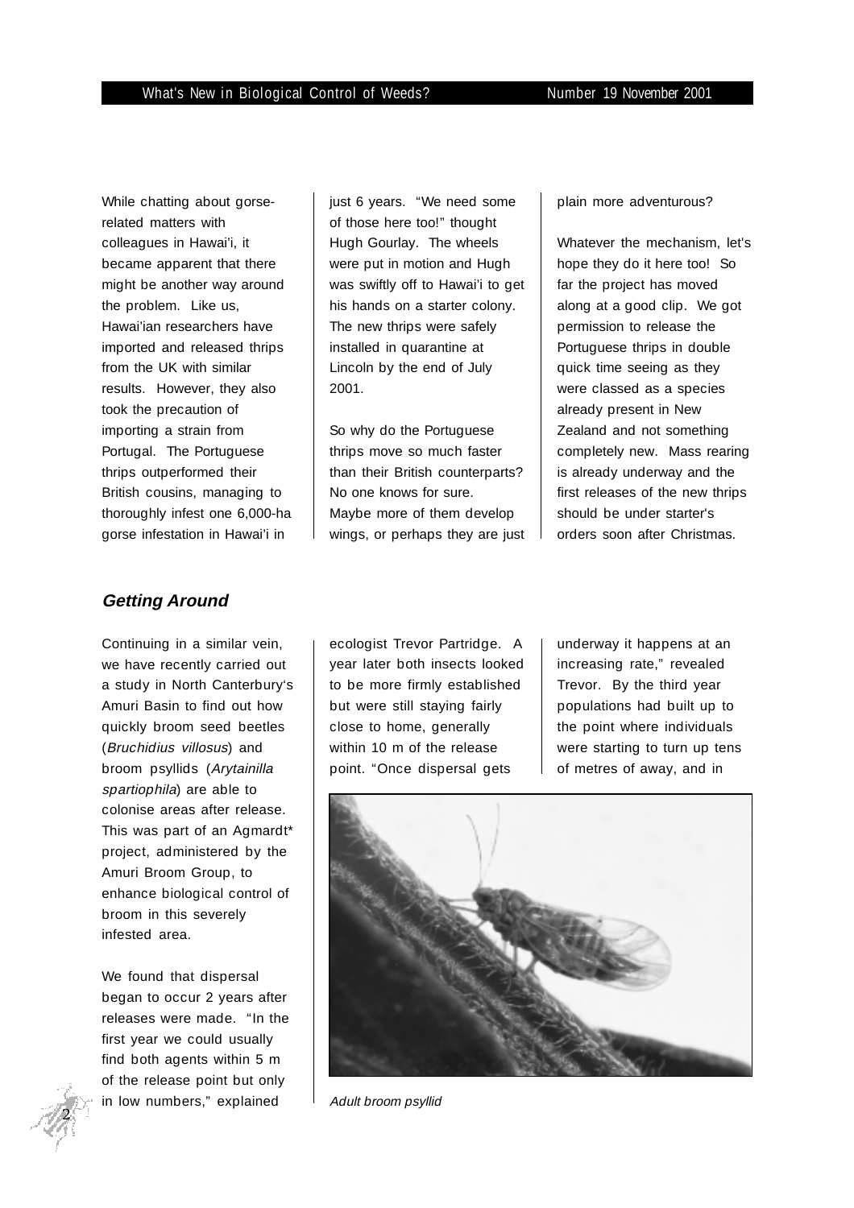While chatting about gorse-related matters with colleagues in Hawai'i, it became apparent that there might be another way around the problem. Like us, Hawai'ian researchers have imported and released thrips from the UK with similar results. However, they also took the precaution of importing a strain from Portugal. The Portuguese thrips outperformed their British cousins, managing to thoroughly infest one 6,000-ha gorse infestation in Hawai'i in just 6 years. "We need some of those here too!" thought Hugh Gourlay. The wheels were put in motion and Hugh was swiftly off to Hawai'i to get his hands on a starter colony. The new thrips were safely installed in quarantine at Lincoln by the end of July 2001.

So why do the Portuguese thrips move so much faster than their British counterparts? No one knows for sure. Maybe more of them develop wings, or perhaps they are just plain more adventurous?

Whatever the mechanism, let's hope they do it here too! So far the project has moved along at a good clip. We got permission to release the Portuguese thrips in double quick time seeing as they were classed as a species already present in New Zealand and not something completely new. Mass rearing is already underway and the first releases of the new thrips should be under starter's orders soon after Christmas.

## Getting Around

Continuing in a similar vein, we have recently carried out a study in North Canterbury's Amuri Basin to find out how quickly broom seed beetles (*Bruchidius villosus*) and broom psyllids (*Arytainilla spartiophila*) are able to colonise areas after release. This was part of an Agmardt* project, administered by the Amuri Broom Group, to enhance biological control of broom in this severely infested area.

We found that dispersal began to occur 2 years after releases were made. "In the first year we could usually find both agents within 5 m of the release point but only in low numbers," explained ecologist Trevor Partridge. A year later both insects looked to be more firmly established but were still staying fairly close to home, generally within 10 m of the release point. "Once dispersal gets underway it happens at an increasing rate," revealed Trevor. By the third year populations had built up to the point where individuals were starting to turn up tens of metres of away, and in

*Adult broom psyllid*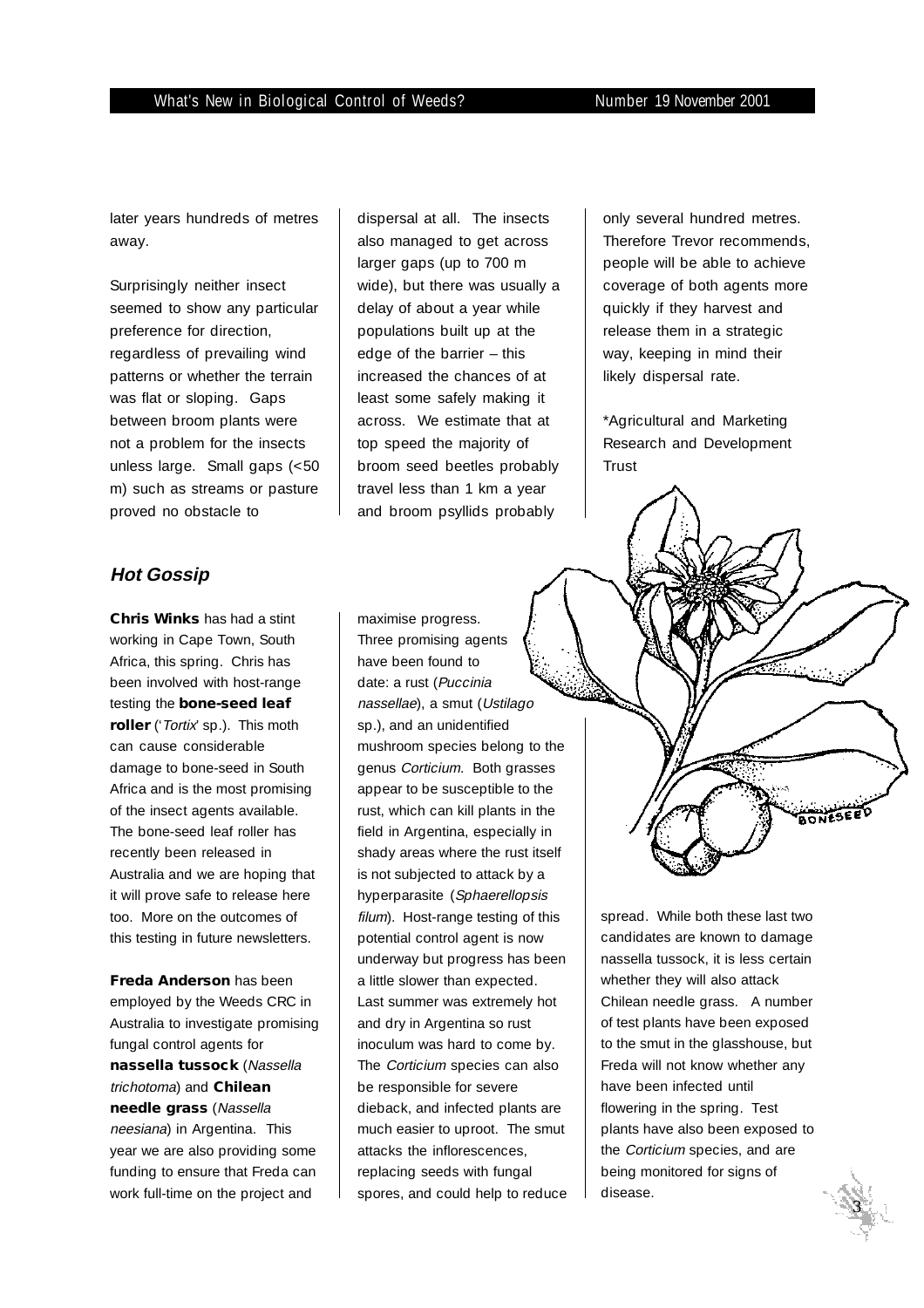later years hundreds of metres away.

Surprisingly neither insect seemed to show any particular preference for direction, regardless of prevailing wind patterns or whether the terrain was flat or sloping. Gaps between broom plants were not a problem for the insects unless large. Small gaps (<50 m) such as streams or pasture proved no obstacle to dispersal at all. The insects also managed to get across larger gaps (up to 700 m wide), but there was usually a delay of about a year while populations built up at the edge of the barrier – this increased the chances of at least some safely making it across. We estimate that at top speed the majority of broom seed beetles probably travel less than 1 km a year and broom psyllids probably only several hundred metres. Therefore Trevor recommends, people will be able to achieve coverage of both agents more quickly if they harvest and release them in a strategic way, keeping in mind their likely dispersal rate.

*Agricultural and Marketing Research and Development Trust

## *Hot Gossip*

**Chris Winks** has had a stint working in Cape Town, South Africa, this spring. Chris has been involved with host-range testing the **bone-seed leaf roller** ('*Tortix*' sp.). This moth can cause considerable damage to bone-seed in South Africa and is the most promising of the insect agents available. The bone-seed leaf roller has recently been released in Australia and we are hoping that it will prove safe to release here too. More on the outcomes of this testing in future newsletters.

**Freda Anderson** has been employed by the Weeds CRC in Australia to investigate promising fungal control agents for **nassella tussock** (*Nassella trichotoma*) and **Chilean needle grass** (*Nassella neesiana*) in Argentina. This year we are also providing some funding to ensure that Freda can work full-time on the project and maximise progress. Three promising agents have been found to date: a rust (*Puccinia nassellae*), a smut (*Ustilago* sp.), and an unidentified mushroom species belong to the genus *Corticium*. Both grasses appear to be susceptible to the rust, which can kill plants in the field in Argentina, especially in shady areas where the rust itself is not subjected to attack by a hyperparasite (*Sphaerellopsis filum*). Host-range testing of this potential control agent is now underway but progress has been a little slower than expected. Last summer was extremely hot and dry in Argentina so rust inoculum was hard to come by. The *Corticium* species can also be responsible for severe dieback, and infected plants are much easier to uproot. The smut attacks the inflorescences, replacing seeds with fungal spores, and could help to reduce spread. While both these last two candidates are known to damage nassella tussock, it is less certain whether they will also attack Chilean needle grass. A number of test plants have been exposed to the smut in the glasshouse, but Freda will not know whether any have been infected until flowering in the spring. Test plants have also been exposed to the *Corticium* species, and are being monitored for signs of disease.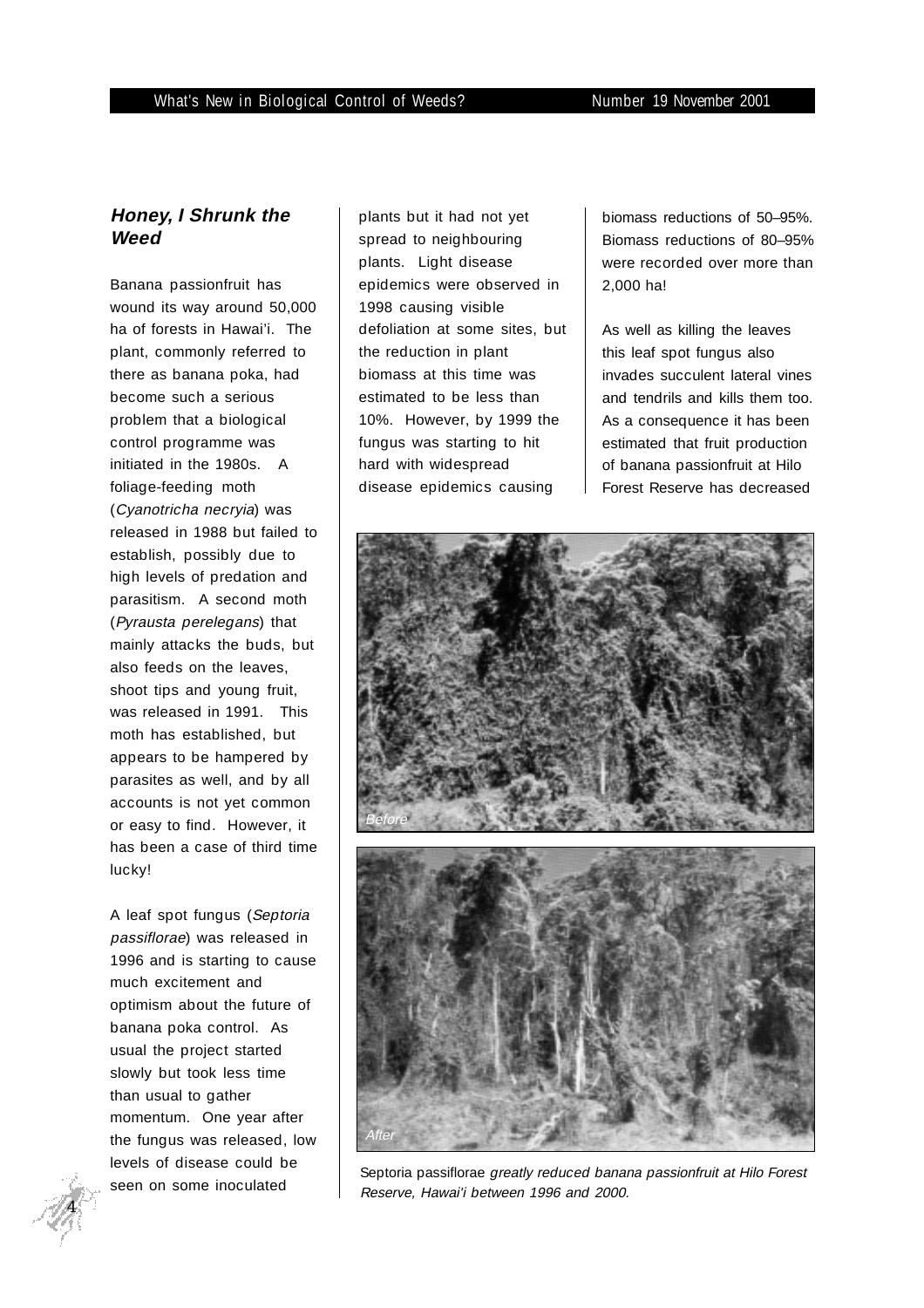## *Honey, I Shrunk the Weed*

Banana passionfruit has wound its way around 50,000 ha of forests in Hawai'i. The plant, commonly referred to there as banana poka, had become such a serious problem that a biological control programme was initiated in the 1980s. A foliage-feeding moth (*Cyanotricha necryia*) was released in 1988 but failed to establish, possibly due to high levels of predation and parasitism. A second moth (*Pyrausta perelegans*) that mainly attacks the buds, but also feeds on the leaves, shoot tips and young fruit, was released in 1991. This moth has established, but appears to be hampered by parasites as well, and by all accounts is not yet common or easy to find. However, it has been a case of third time lucky!

A leaf spot fungus (*Septoria passiflorae*) was released in 1996 and is starting to cause much excitement and optimism about the future of banana poka control. As usual the project started slowly but took less time than usual to gather momentum. One year after the fungus was released, low levels of disease could be seen on some inoculated plants but it had not yet spread to neighbouring plants. Light disease epidemics were observed in 1998 causing visible defoliation at some sites, but the reduction in plant biomass at this time was estimated to be less than 10%. However, by 1999 the fungus was starting to hit hard with widespread disease epidemics causing biomass reductions of 50–95%. Biomass reductions of 80–95% were recorded over more than 2,000 ha!

As well as killing the leaves this leaf spot fungus also invades succulent lateral vines and tendrils and kills them too. As a consequence it has been estimated that fruit production of banana passionfruit at Hilo Forest Reserve has decreased

*Before*

*After*

Septoria passiflorae *greatly reduced banana passionfruit at Hilo Forest Reserve, Hawai'i between 1996 and 2000.*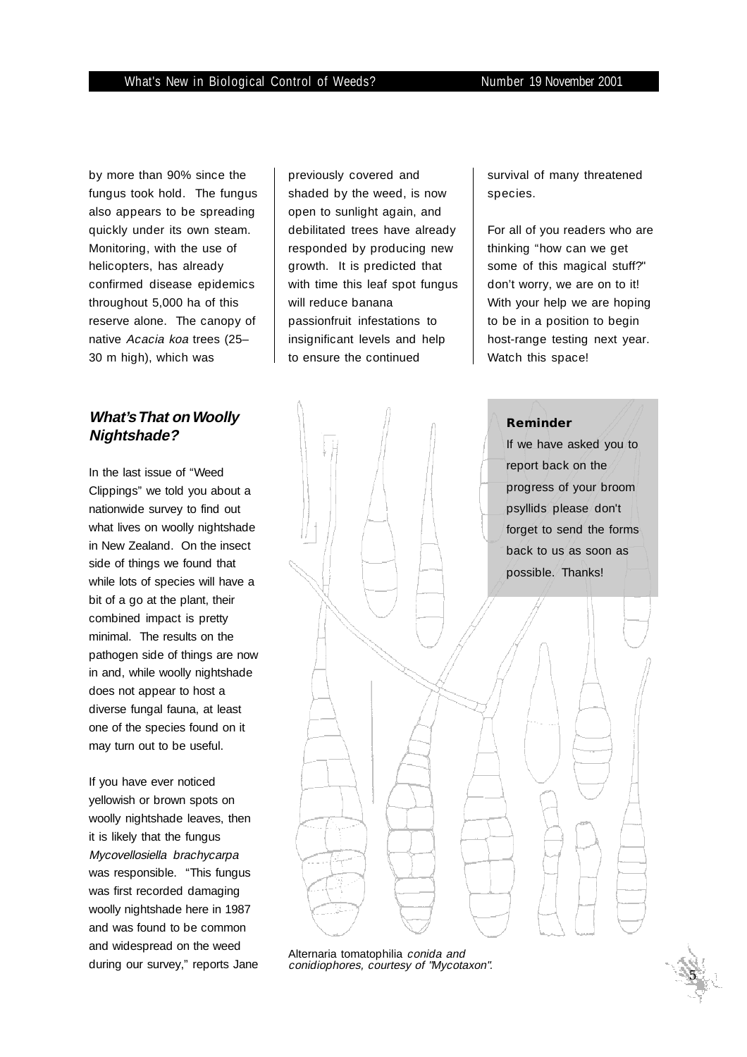by more than 90% since the fungus took hold. The fungus also appears to be spreading quickly under its own steam. Monitoring, with the use of helicopters, has already confirmed disease epidemics throughout 5,000 ha of this reserve alone. The canopy of native *Acacia koa* trees (25–30 m high), which was previously covered and shaded by the weed, is now open to sunlight again, and debilitated trees have already responded by producing new growth. It is predicted that with time this leaf spot fungus will reduce banana passionfruit infestations to insignificant levels and help to ensure the continued survival of many threatened species.

For all of you readers who are thinking "how can we get some of this magical stuff?" don't worry, we are on to it! With your help we are hoping to be in a position to begin host-range testing next year. Watch this space!

## *What's That on Woolly Nightshade?*

In the last issue of "Weed Clippings" we told you about a nationwide survey to find out what lives on woolly nightshade in New Zealand. On the insect side of things we found that while lots of species will have a bit of a go at the plant, their combined impact is pretty minimal. The results on the pathogen side of things are now in and, while woolly nightshade does not appear to host a diverse fungal fauna, at least one of the species found on it may turn out to be useful.

If you have ever noticed yellowish or brown spots on woolly nightshade leaves, then it is likely that the fungus *Mycovellosiella brachycarpa* was responsible. "This fungus was first recorded damaging woolly nightshade here in 1987 and was found to be common and widespread on the weed during our survey," reports Jane

**Reminder**

If we have asked you to report back on the progress of your broom psyllids please don't forget to send the forms back to us as soon as possible. Thanks!

Alternaria tomatophilia *conida and conidiophores, courtesy of "Mycotaxon".*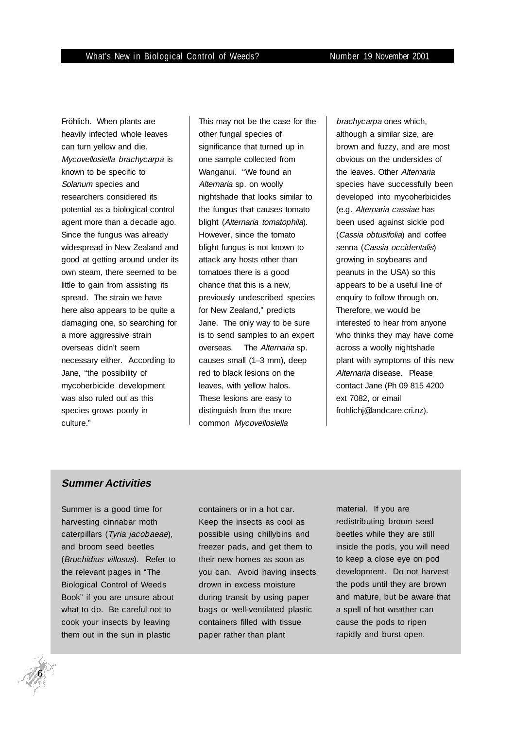Fröhlich. When plants are heavily infected whole leaves can turn yellow and die. *Mycovellosiella brachycarpa* is known to be specific to *Solanum* species and researchers considered its potential as a biological control agent more than a decade ago. Since the fungus was already widespread in New Zealand and good at getting around under its own steam, there seemed to be little to gain from assisting its spread. The strain we have here also appears to be quite a damaging one, so searching for a more aggressive strain overseas didn't seem necessary either. According to Jane, "the possibility of mycoherbicide development was also ruled out as this species grows poorly in culture."

This may not be the case for the other fungal species of significance that turned up in one sample collected from Wanganui. "We found an *Alternaria* sp. on woolly nightshade that looks similar to the fungus that causes tomato blight (*Alternaria tomatophila*). However, since the tomato blight fungus is not known to attack any hosts other than tomatoes there is a good chance that this is a new, previously undescribed species for New Zealand," predicts Jane. The only way to be sure is to send samples to an expert overseas. The *Alternaria* sp. causes small (1–3 mm), deep red to black lesions on the leaves, with yellow halos. These lesions are easy to distinguish from the more common *Mycovellosiella brachycarpa* ones which, although a similar size, are brown and fuzzy, and are most obvious on the undersides of the leaves. Other *Alternaria* species have successfully been developed into mycoherbicides (e.g. *Alternaria cassiae* has been used against sickle pod (*Cassia obtusifolia*) and coffee senna (*Cassia occidentalis*) growing in soybeans and peanuts in the USA) so this appears to be a useful line of enquiry to follow through on. Therefore, we would be interested to hear from anyone who thinks they may have come across a woolly nightshade plant with symptoms of this new *Alternaria* disease. Please contact Jane (Ph 09 815 4200 ext 7082, or email frohlichj@landcare.cri.nz).

## *Summer Activities*

Summer is a good time for harvesting cinnabar moth caterpillars (*Tyria jacobaeae*), and broom seed beetles (*Bruchidius villosus*). Refer to the relevant pages in "The Biological Control of Weeds Book" if you are unsure about what to do. Be careful not to cook your insects by leaving them out in the sun in plastic containers or in a hot car. Keep the insects as cool as possible using chillybins and freezer pads, and get them to their new homes as soon as you can. Avoid having insects drown in excess moisture during transit by using paper bags or well-ventilated plastic containers filled with tissue paper rather than plant material. If you are redistributing broom seed beetles while they are still inside the pods, you will need to keep a close eye on pod development. Do not harvest the pods until they are brown and mature, but be aware that a spell of hot weather can cause the pods to ripen rapidly and burst open.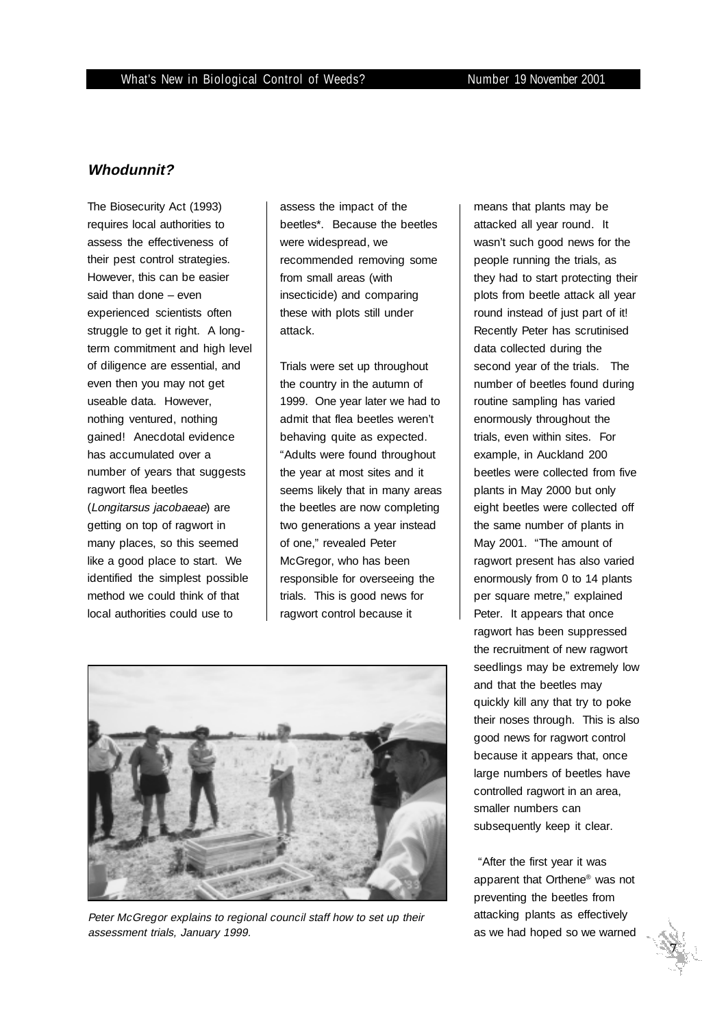## *Whodunnit?*

The Biosecurity Act (1993) requires local authorities to assess the effectiveness of their pest control strategies. However, this can be easier said than done – even experienced scientists often struggle to get it right. A long-term commitment and high level of diligence are essential, and even then you may not get useable data. However, nothing ventured, nothing gained! Anecdotal evidence has accumulated over a number of years that suggests ragwort flea beetles (*Longitarsus jacobaeae*) are getting on top of ragwort in many places, so this seemed like a good place to start. We identified the simplest possible method we could think of that local authorities could use to assess the impact of the beetles*. Because the beetles were widespread, we recommended removing some from small areas (with insecticide) and comparing these with plots still under attack.

Trials were set up throughout the country in the autumn of 1999. One year later we had to admit that flea beetles weren't behaving quite as expected. "Adults were found throughout the year at most sites and it seems likely that in many areas the beetles are now completing two generations a year instead of one," revealed Peter McGregor, who has been responsible for overseeing the trials. This is good news for ragwort control because it means that plants may be attacked all year round. It wasn't such good news for the people running the trials, as they had to start protecting their plots from beetle attack all year round instead of just part of it! Recently Peter has scrutinised data collected during the second year of the trials. The number of beetles found during routine sampling has varied enormously throughout the trials, even within sites. For example, in Auckland 200 beetles were collected from five plants in May 2000 but only eight beetles were collected off the same number of plants in May 2001. "The amount of ragwort present has also varied enormously from 0 to 14 plants per square metre," explained Peter. It appears that once ragwort has been suppressed the recruitment of new ragwort seedlings may be extremely low and that the beetles may quickly kill any that try to poke their noses through. This is also good news for ragwort control because it appears that, once large numbers of beetles have controlled ragwort in an area, smaller numbers can subsequently keep it clear.

*Peter McGregor explains to regional council staff how to set up their assessment trials, January 1999.*

"After the first year it was apparent that Orthene® was not preventing the beetles from attacking plants as effectively as we had hoped so we warned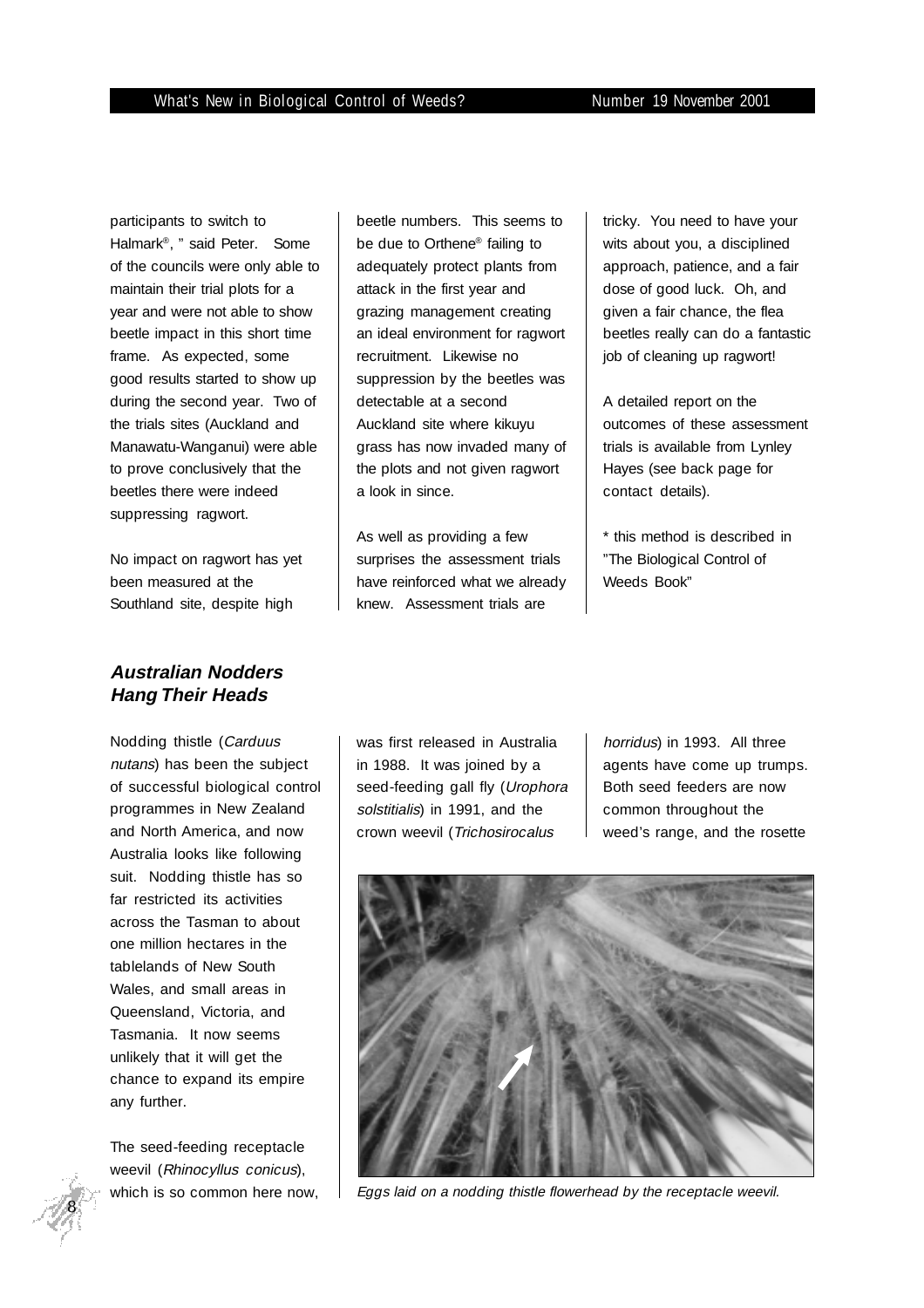participants to switch to Halmark®, " said Peter. Some of the councils were only able to maintain their trial plots for a year and were not able to show beetle impact in this short time frame. As expected, some good results started to show up during the second year. Two of the trials sites (Auckland and Manawatu-Wanganui) were able to prove conclusively that the beetles there were indeed suppressing ragwort.

No impact on ragwort has yet been measured at the Southland site, despite high beetle numbers. This seems to be due to Orthene® failing to adequately protect plants from attack in the first year and grazing management creating an ideal environment for ragwort recruitment. Likewise no suppression by the beetles was detectable at a second Auckland site where kikuyu grass has now invaded many of the plots and not given ragwort a look in since.

As well as providing a few surprises the assessment trials have reinforced what we already knew. Assessment trials are tricky. You need to have your wits about you, a disciplined approach, patience, and a fair dose of good luck. Oh, and given a fair chance, the flea beetles really can do a fantastic job of cleaning up ragwort!

A detailed report on the outcomes of these assessment trials is available from Lynley Hayes (see back page for contact details).

* this method is described in "The Biological Control of Weeds Book"

## ***Australian Nodders Hang Their Heads***

Nodding thistle (*Carduus nutans*) has been the subject of successful biological control programmes in New Zealand and North America, and now Australia looks like following suit. Nodding thistle has so far restricted its activities across the Tasman to about one million hectares in the tablelands of New South Wales, and small areas in Queensland, Victoria, and Tasmania. It now seems unlikely that it will get the chance to expand its empire any further.

The seed-feeding receptacle weevil (*Rhinocyllus conicus*), which is so common here now, was first released in Australia in 1988. It was joined by a seed-feeding gall fly (*Urophora solstitialis*) in 1991, and the crown weevil (*Trichosirocalus horridus*) in 1993. All three agents have come up trumps. Both seed feeders are now common throughout the weed's range, and the rosette

*Eggs laid on a nodding thistle flowerhead by the receptacle weevil.*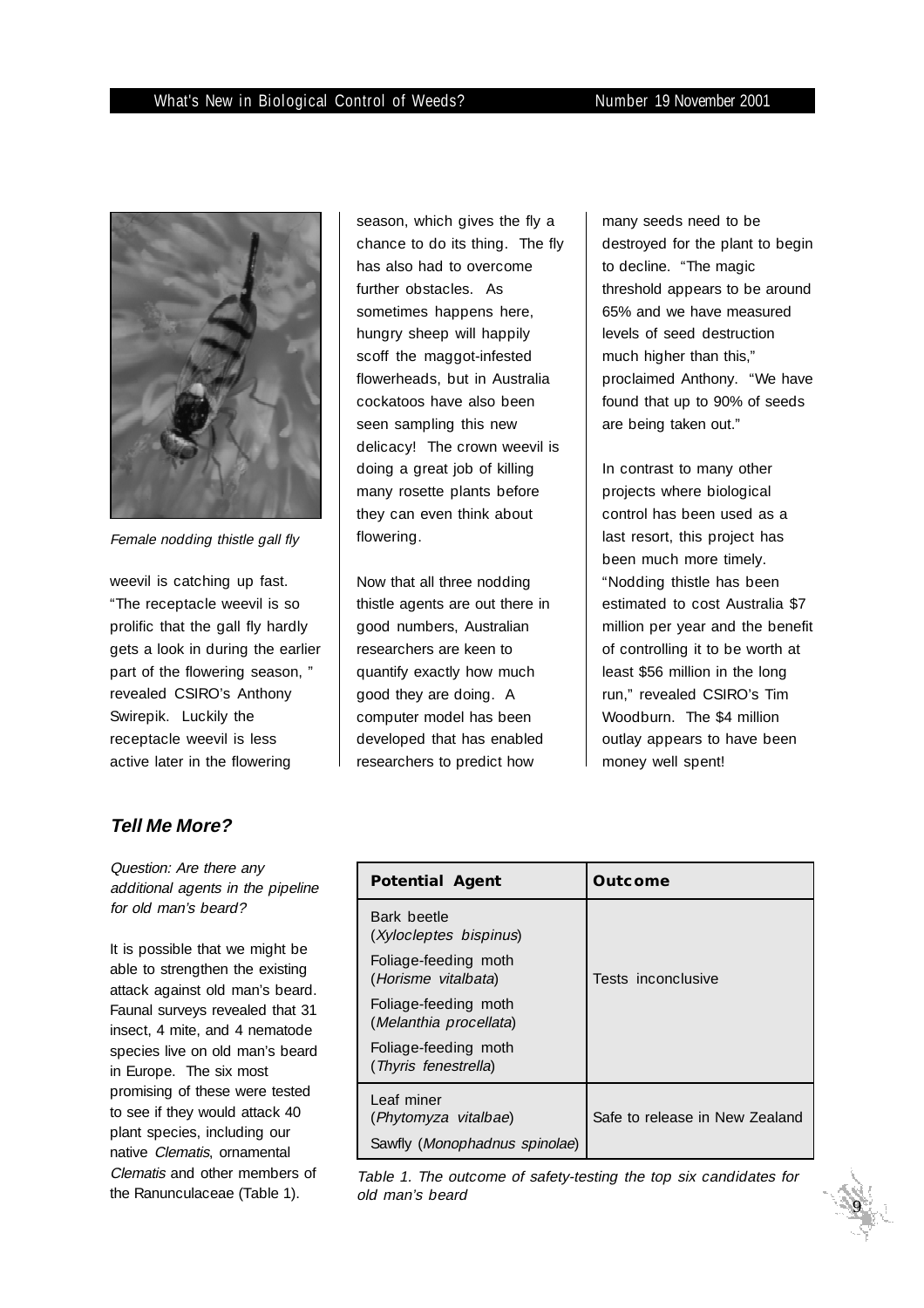Female nodding thistle gall fly

weevil is catching up fast. "The receptacle weevil is so prolific that the gall fly hardly gets a look in during the earlier part of the flowering season, " revealed CSIRO's Anthony Swirepik. Luckily the receptacle weevil is less active later in the flowering season, which gives the fly a chance to do its thing. The fly has also had to overcome further obstacles. As sometimes happens here, hungry sheep will happily scoff the maggot-infested flowerheads, but in Australia cockatoos have also been seen sampling this new delicacy! The crown weevil is doing a great job of killing many rosette plants before they can even think about flowering.

Now that all three nodding thistle agents are out there in good numbers, Australian researchers are keen to quantify exactly how much good they are doing. A computer model has been developed that has enabled researchers to predict how many seeds need to be destroyed for the plant to begin to decline. "The magic threshold appears to be around 65% and we have measured levels of seed destruction much higher than this," proclaimed Anthony. "We have found that up to 90% of seeds are being taken out."

In contrast to many other projects where biological control has been used as a last resort, this project has been much more timely. "Nodding thistle has been estimated to cost Australia $7 million per year and the benefit of controlling it to be worth at least $56 million in the long run," revealed CSIRO's Tim Woodburn. The $4 million outlay appears to have been money well spent!

## *Tell Me More?*

*Question: Are there any additional agents in the pipeline for old man's beard?*

It is possible that we might be able to strengthen the existing attack against old man's beard. Faunal surveys revealed that 31 insect, 4 mite, and 4 nematode species live on old man's beard in Europe. The six most promising of these were tested to see if they would attack 40 plant species, including our native *Clematis*, ornamental *Clematis* and other members of the Ranunculaceae (Table 1).

| **Potential Agent** | **Outcome** |
| --- | --- |
| Bark beetle (*Xylocleptes bispinus*) | Tests inconclusive |
| Foliage-feeding moth (*Horisme vitalbata*) | |
| Foliage-feeding moth (*Melanthia procellata*) | |
| Foliage-feeding moth (*Thyris fenestrella*) | |
| Leaf miner (*Phytomyza vitalbae*) | Safe to release in New Zealand |
| Sawfly (*Monophadnus spinolae*) | |

*Table 1. The outcome of safety-testing the top six candidates for old man's beard*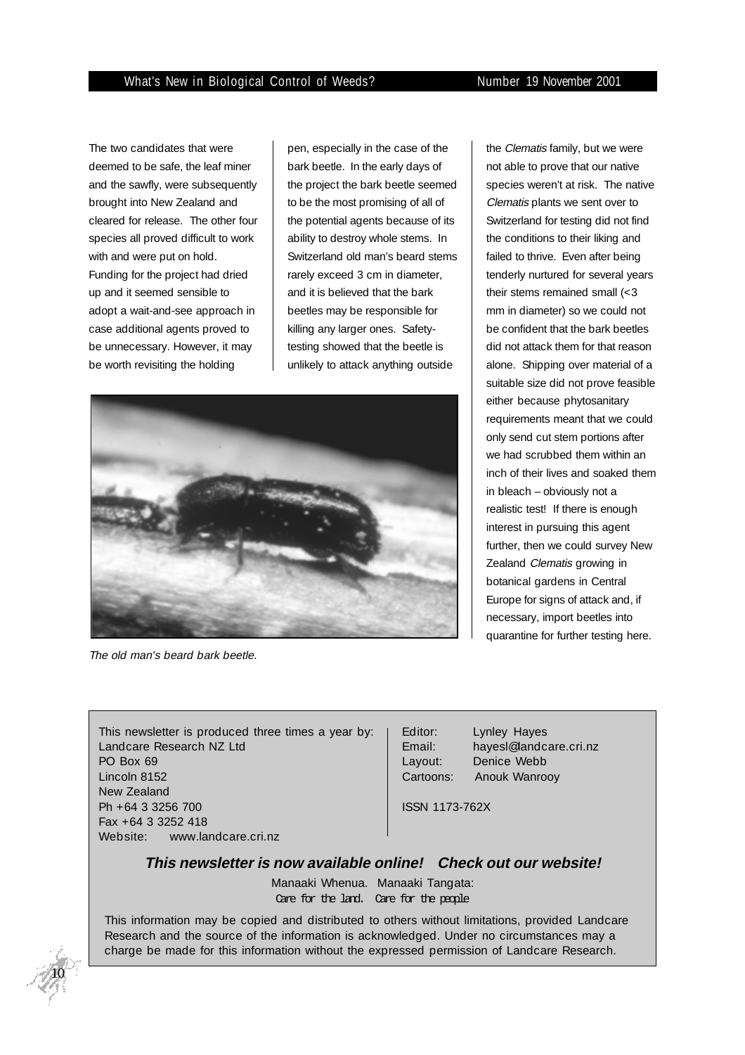The two candidates that were deemed to be safe, the leaf miner and the sawfly, were subsequently brought into New Zealand and cleared for release. The other four species all proved difficult to work with and were put on hold. Funding for the project had dried up and it seemed sensible to adopt a wait-and-see approach in case additional agents proved to be unnecessary. However, it may be worth revisiting the holding pen, especially in the case of the bark beetle. In the early days of the project the bark beetle seemed to be the most promising of all of the potential agents because of its ability to destroy whole stems. In Switzerland old man's beard stems rarely exceed 3 cm in diameter, and it is believed that the bark beetles may be responsible for killing any larger ones. Safety-testing showed that the beetle is unlikely to attack anything outside the *Clematis* family, but we were not able to prove that our native species weren't at risk. The native *Clematis* plants we sent over to Switzerland for testing did not find the conditions to their liking and failed to thrive. Even after being tenderly nurtured for several years their stems remained small (<3 mm in diameter) so we could not be confident that the bark beetles did not attack them for that reason alone. Shipping over material of a suitable size did not prove feasible either because phytosanitary requirements meant that we could only send cut stem portions after we had scrubbed them within an inch of their lives and soaked them in bleach – obviously not a realistic test! If there is enough interest in pursuing this agent further, then we could survey New Zealand *Clematis* growing in botanical gardens in Central Europe for signs of attack and, if necessary, import beetles into quarantine for further testing here.

*The old man's beard bark beetle.*

This newsletter is produced three times a year by:
Landcare Research NZ Ltd
PO Box 69
Lincoln 8152
New Zealand
Ph +64 3 3256 700
Fax +64 3 3252 418
Website: www.landcare.cri.nz

Editor: Lynley Hayes
Email: hayesl@landcare.cri.nz
Layout: Denice Webb
Cartoons: Anouk Wanrooy

ISSN 1173-762X

***This newsletter is now available online! Check out our website!***

Manaaki Whenua. Manaaki Tangata:
Care for the land. Care for the people

This information may be copied and distributed to others without limitations, provided Landcare Research and the source of the information is acknowledged. Under no circumstances may a charge be made for this information without the expressed permission of Landcare Research.